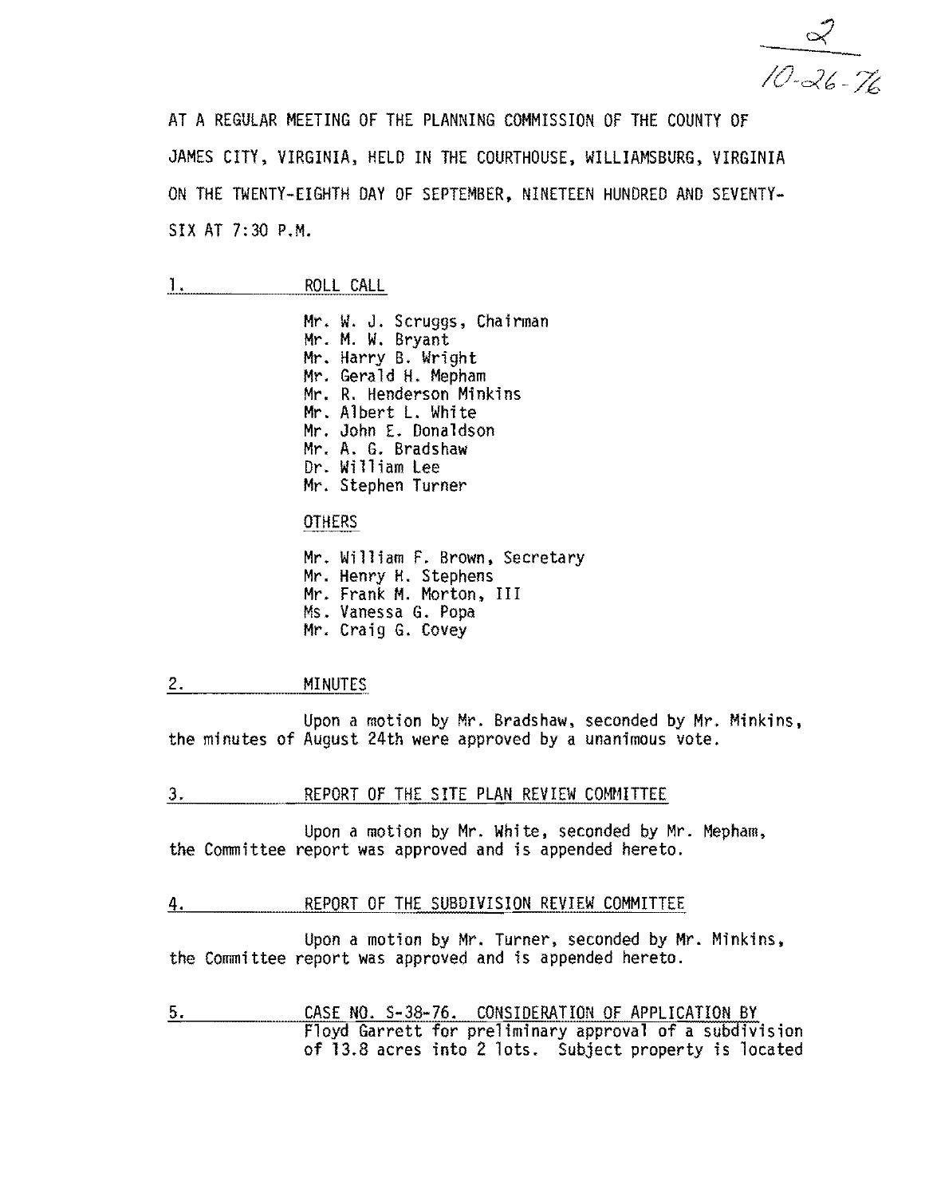2
10-26-76

AT A REGULAR MEETING OF THE PLANNING COMMISSION OF THE COUNTY OF JAMES CITY, VIRGINIA, HELD IN THE COURTHOUSE, WILLIAMSBURG, VIRGINIA ON THE TWENTY-EIGHTH DAY OF SEPTEMBER, NINETEEN HUNDRED AND SEVENTY-SIX AT 7:30 P.M.

## 1. ROLL CALL

Mr. W. J. Scruggs, Chairman
Mr. M. W. Bryant
Mr. Harry B. Wright
Mr. Gerald H. Mepham
Mr. R. Henderson Minkins
Mr. Albert L. White
Mr. John E. Donaldson
Mr. A. G. Bradshaw
Dr. William Lee
Mr. Stephen Turner

OTHERS

Mr. William F. Brown, Secretary
Mr. Henry H. Stephens
Mr. Frank M. Morton, III
Ms. Vanessa G. Popa
Mr. Craig G. Covey

## 2. MINUTES

Upon a motion by Mr. Bradshaw, seconded by Mr. Minkins, the minutes of August 24th were approved by a unanimous vote.

## 3. REPORT OF THE SITE PLAN REVIEW COMMITTEE

Upon a motion by Mr. White, seconded by Mr. Mepham, the Committee report was approved and is appended hereto.

## 4. REPORT OF THE SUBDIVISION REVIEW COMMITTEE

Upon a motion by Mr. Turner, seconded by Mr. Minkins, the Committee report was approved and is appended hereto.

## 5. CASE NO. S-38-76. CONSIDERATION OF APPLICATION BY

Floyd Garrett for preliminary approval of a subdivision of 13.8 acres into 2 lots. Subject property is located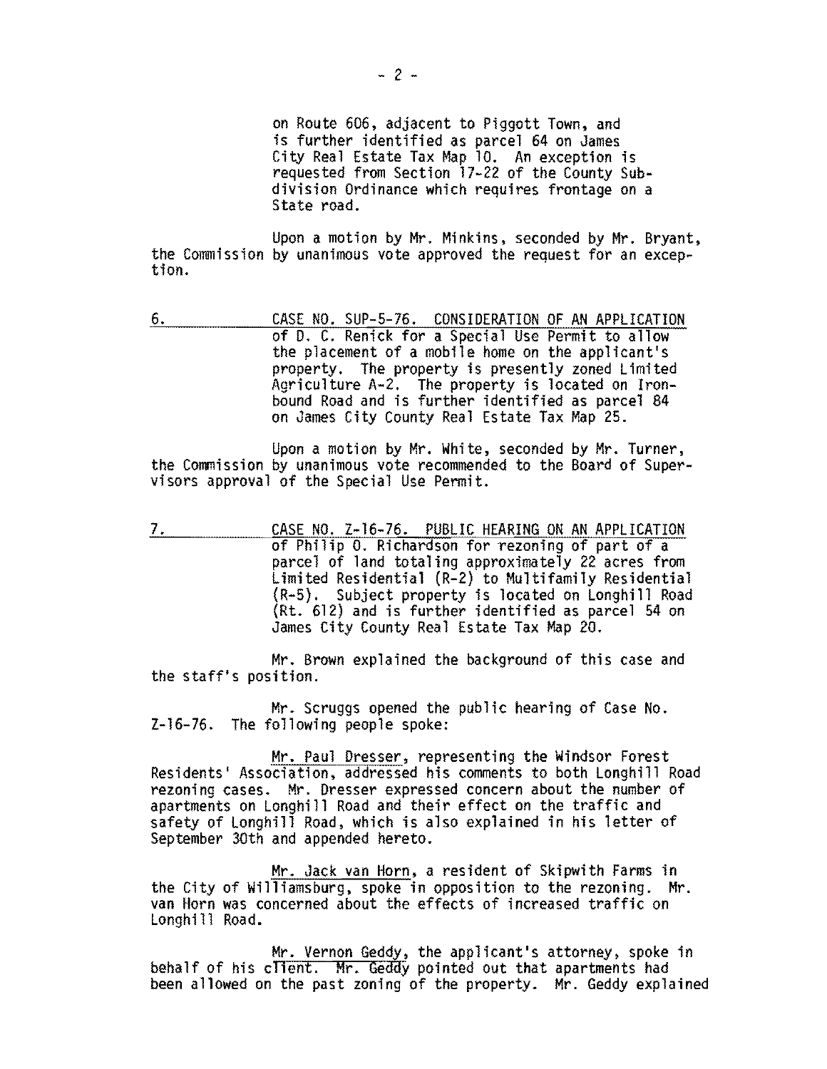on Route 606, adjacent to Piggott Town, and is further identified as parcel 64 on James City Real Estate Tax Map 10. An exception is requested from Section 17-22 of the County Subdivision Ordinance which requires frontage on a State road.

Upon a motion by Mr. Minkins, seconded by Mr. Bryant, the Commission by unanimous vote approved the request for an exception.

6. CASE NO. SUP-5-76. CONSIDERATION OF AN APPLICATION of D. C. Renick for a Special Use Permit to allow the placement of a mobile home on the applicant's property. The property is presently zoned Limited Agriculture A-2. The property is located on Ironbound Road and is further identified as parcel 84 on James City County Real Estate Tax Map 25.

Upon a motion by Mr. White, seconded by Mr. Turner, the Commission by unanimous vote recommended to the Board of Supervisors approval of the Special Use Permit.

7. CASE NO. Z-16-76. PUBLIC HEARING ON AN APPLICATION of Philip O. Richardson for rezoning of part of a parcel of land totaling approximately 22 acres from Limited Residential (R-2) to Multifamily Residential (R-5). Subject property is located on Longhill Road (Rt. 612) and is further identified as parcel 54 on James City County Real Estate Tax Map 20.

Mr. Brown explained the background of this case and the staff's position.

Mr. Scruggs opened the public hearing of Case No. Z-16-76. The following people spoke:

Mr. Paul Dresser, representing the Windsor Forest Residents' Association, addressed his comments to both Longhill Road rezoning cases. Mr. Dresser expressed concern about the number of apartments on Longhill Road and their effect on the traffic and safety of Longhill Road, which is also explained in his letter of September 30th and appended hereto.

Mr. Jack van Horn, a resident of Skipwith Farms in the City of Williamsburg, spoke in opposition to the rezoning. Mr. van Horn was concerned about the effects of increased traffic on Longhill Road.

Mr. Vernon Geddy, the applicant's attorney, spoke in behalf of his client. Mr. Geddy pointed out that apartments had been allowed on the past zoning of the property. Mr. Geddy explained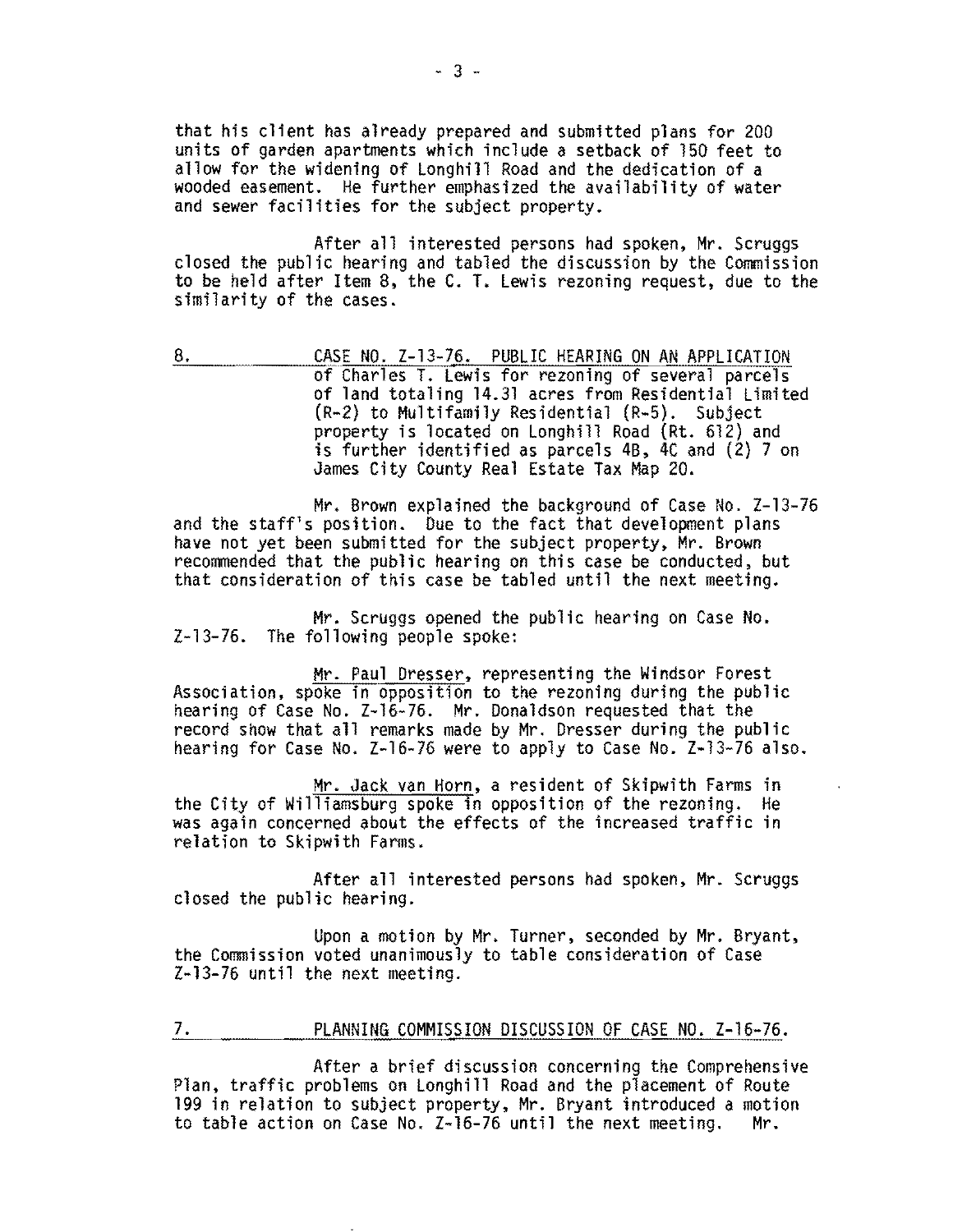that his client has already prepared and submitted plans for 200 units of garden apartments which include a setback of 150 feet to allow for the widening of Longhill Road and the dedication of a wooded easement. He further emphasized the availability of water and sewer facilities for the subject property.

After all interested persons had spoken, Mr. Scruggs closed the public hearing and tabled the discussion by the Commission to be held after Item 8, the C. T. Lewis rezoning request, due to the similarity of the cases.

8. CASE NO. Z-13-76. PUBLIC HEARING ON AN APPLICATION of Charles T. Lewis for rezoning of several parcels of land totaling 14.31 acres from Residential Limited (R-2) to Multifamily Residential (R-5). Subject property is located on Longhill Road (Rt. 612) and is further identified as parcels 4B, 4C and (2) 7 on James City County Real Estate Tax Map 20.

Mr. Brown explained the background of Case No. Z-13-76 and the staff's position. Due to the fact that development plans have not yet been submitted for the subject property, Mr. Brown recommended that the public hearing on this case be conducted, but that consideration of this case be tabled until the next meeting.

Mr. Scruggs opened the public hearing on Case No. Z-13-76. The following people spoke:

Mr. Paul Dresser, representing the Windsor Forest Association, spoke in opposition to the rezoning during the public hearing of Case No. Z-16-76. Mr. Donaldson requested that the record show that all remarks made by Mr. Dresser during the public hearing for Case No. Z-16-76 were to apply to Case No. Z-13-76 also.

Mr. Jack van Horn, a resident of Skipwith Farms in the City of Williamsburg spoke in opposition of the rezoning. He was again concerned about the effects of the increased traffic in relation to Skipwith Farms.

After all interested persons had spoken, Mr. Scruggs closed the public hearing.

Upon a motion by Mr. Turner, seconded by Mr. Bryant, the Commission voted unanimously to table consideration of Case Z-13-76 until the next meeting.

7. PLANNING COMMISSION DISCUSSION OF CASE NO. Z-16-76.

After a brief discussion concerning the Comprehensive Plan, traffic problems on Longhill Road and the placement of Route 199 in relation to subject property, Mr. Bryant introduced a motion to table action on Case No. Z-16-76 until the next meeting. Mr.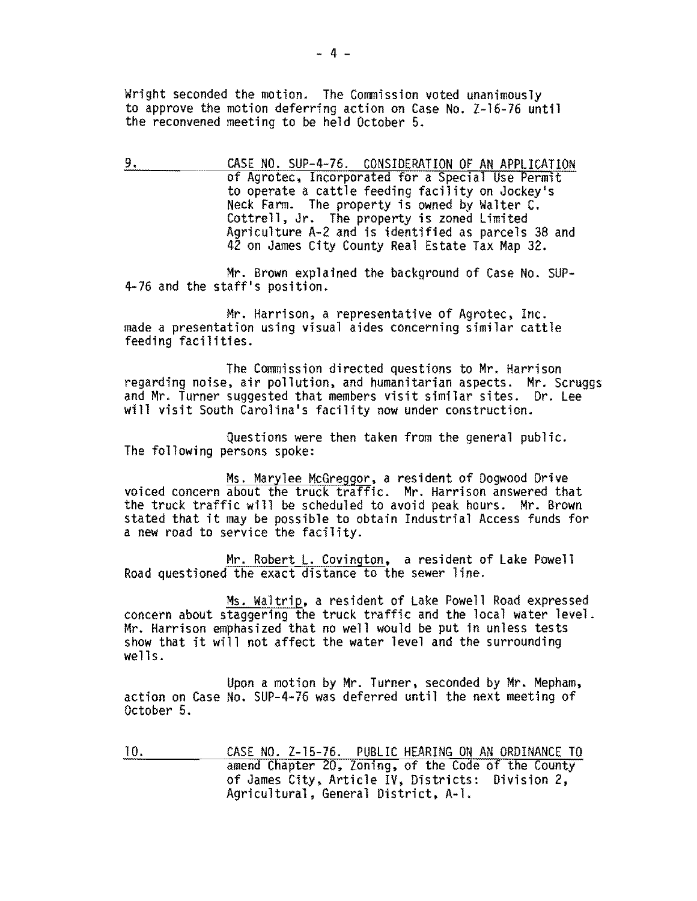Wright seconded the motion. The Commission voted unanimously to approve the motion deferring action on Case No. Z-16-76 until the reconvened meeting to be held October 5.

9. CASE NO. SUP-4-76. CONSIDERATION OF AN APPLICATION of Agrotec, Incorporated for a Special Use Permit to operate a cattle feeding facility on Jockey's Neck Farm. The property is owned by Walter C. Cottrell, Jr. The property is zoned Limited Agriculture A-2 and is identified as parcels 38 and 42 on James City County Real Estate Tax Map 32.

Mr. Brown explained the background of Case No. SUP-4-76 and the staff's position.

Mr. Harrison, a representative of Agrotec, Inc. made a presentation using visual aides concerning similar cattle feeding facilities.

The Commission directed questions to Mr. Harrison regarding noise, air pollution, and humanitarian aspects. Mr. Scruggs and Mr. Turner suggested that members visit similar sites. Dr. Lee will visit South Carolina's facility now under construction.

Questions were then taken from the general public. The following persons spoke:

Ms. Marylee McGreggor, a resident of Dogwood Drive voiced concern about the truck traffic. Mr. Harrison answered that the truck traffic will be scheduled to avoid peak hours. Mr. Brown stated that it may be possible to obtain Industrial Access funds for a new road to service the facility.

Mr. Robert L. Covington, a resident of Lake Powell Road questioned the exact distance to the sewer line.

Ms. Waltrip, a resident of Lake Powell Road expressed concern about staggering the truck traffic and the local water level. Mr. Harrison emphasized that no well would be put in unless tests show that it will not affect the water level and the surrounding wells.

Upon a motion by Mr. Turner, seconded by Mr. Mepham, action on Case No. SUP-4-76 was deferred until the next meeting of October 5.

10. CASE NO. Z-15-76. PUBLIC HEARING ON AN ORDINANCE TO amend Chapter 20, Zoning, of the Code of the County of James City, Article IV, Districts: Division 2, Agricultural, General District, A-1.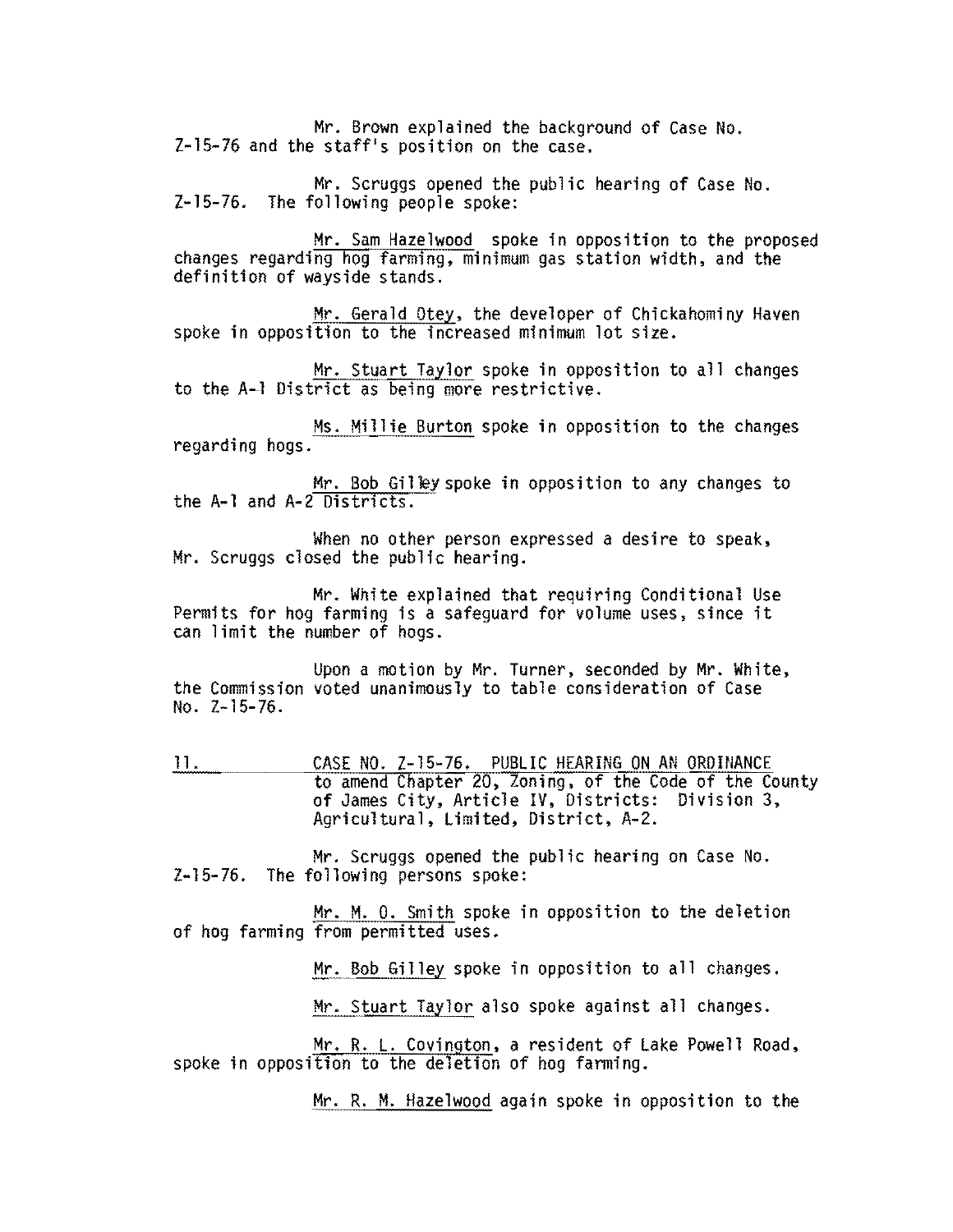Mr. Brown explained the background of Case No. Z-15-76 and the staff's position on the case.

Mr. Scruggs opened the public hearing of Case No. Z-15-76. The following people spoke:

Mr. Sam Hazelwood spoke in opposition to the proposed changes regarding hog farming, minimum gas station width, and the definition of wayside stands.

Mr. Gerald Otey, the developer of Chickahominy Haven spoke in opposition to the increased minimum lot size.

Mr. Stuart Taylor spoke in opposition to all changes to the A-1 District as being more restrictive.

Ms. Millie Burton spoke in opposition to the changes regarding hogs.

Mr. Bob Gilley spoke in opposition to any changes to the A-1 and A-2 Districts.

When no other person expressed a desire to speak, Mr. Scruggs closed the public hearing.

Mr. White explained that requiring Conditional Use Permits for hog farming is a safeguard for volume uses, since it can limit the number of hogs.

Upon a motion by Mr. Turner, seconded by Mr. White, the Commission voted unanimously to table consideration of Case No. Z-15-76.

11. CASE NO. Z-15-76. PUBLIC HEARING ON AN ORDINANCE to amend Chapter 20, Zoning, of the Code of the County of James City, Article IV, Districts: Division 3, Agricultural, Limited, District, A-2.

Mr. Scruggs opened the public hearing on Case No. Z-15-76. The following persons spoke:

Mr. M. O. Smith spoke in opposition to the deletion of hog farming from permitted uses.

Mr. Bob Gilley spoke in opposition to all changes.

Mr. Stuart Taylor also spoke against all changes.

Mr. R. L. Covington, a resident of Lake Powell Road, spoke in opposition to the deletion of hog farming.

Mr. R. M. Hazelwood again spoke in opposition to the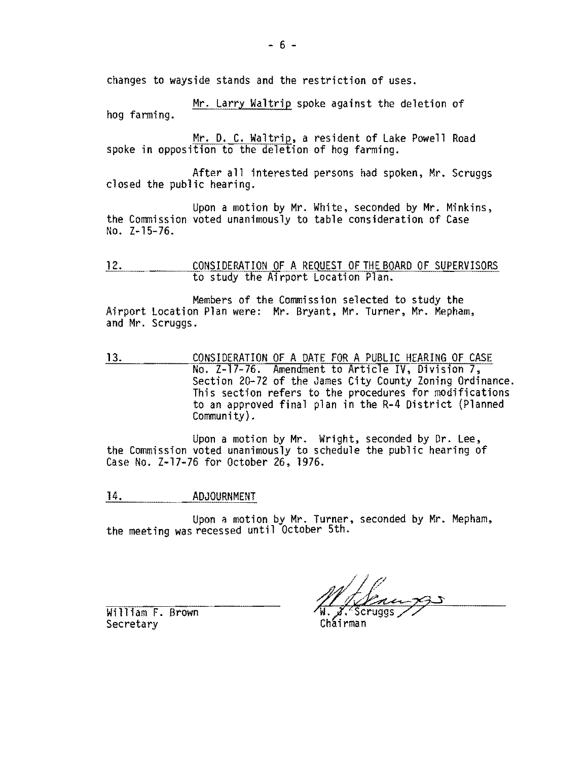changes to wayside stands and the restriction of uses.

Mr. Larry Waltrip spoke against the deletion of hog farming.

Mr. D. C. Waltrip, a resident of Lake Powell Road spoke in opposition to the deletion of hog farming.

After all interested persons had spoken, Mr. Scruggs closed the public hearing.

Upon a motion by Mr. White, seconded by Mr. Minkins, the Commission voted unanimously to table consideration of Case No. Z-15-76.

12. CONSIDERATION OF A REQUEST OF THE BOARD OF SUPERVISORS to study the Airport Location Plan.

Members of the Commission selected to study the Airport Location Plan were: Mr. Bryant, Mr. Turner, Mr. Mepham, and Mr. Scruggs.

13. CONSIDERATION OF A DATE FOR A PUBLIC HEARING OF CASE No. Z-17-76. Amendment to Article IV, Division 7, Section 20-72 of the James City County Zoning Ordinance. This section refers to the procedures for modifications to an approved final plan in the R-4 District (Planned Community).

Upon a motion by Mr. Wright, seconded by Dr. Lee, the Commission voted unanimously to schedule the public hearing of Case No. Z-17-76 for October 26, 1976.

14. ADJOURNMENT

Upon a motion by Mr. Turner, seconded by Mr. Mepham, the meeting was recessed until October 5th.

William F. Brown
Secretary

W. J. Scruggs
Chairman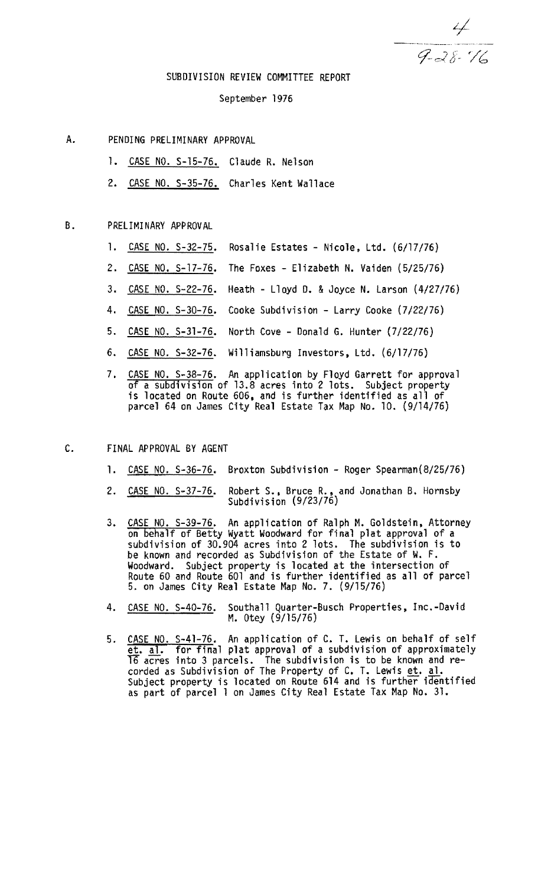4
9-28-76

# SUBDIVISION REVIEW COMMITTEE REPORT

September 1976

A. PENDING PRELIMINARY APPROVAL

1. CASE NO. S-15-76. Claude R. Nelson
2. CASE NO. S-35-76. Charles Kent Wallace

B. PRELIMINARY APPROVAL

1. CASE NO. S-32-75. Rosalie Estates - Nicole, Ltd. (6/17/76)
2. CASE NO. S-17-76. The Foxes - Elizabeth N. Vaiden (5/25/76)
3. CASE NO. S-22-76. Heath - Lloyd D. & Joyce N. Larson (4/27/76)
4. CASE NO. S-30-76. Cooke Subdivision - Larry Cooke (7/22/76)
5. CASE NO. S-31-76. North Cove - Donald G. Hunter (7/22/76)
6. CASE NO. S-32-76. Williamsburg Investors, Ltd. (6/17/76)
7. CASE NO. S-38-76. An application by Floyd Garrett for approval of a subdivision of 13.8 acres into 2 lots. Subject property is located on Route 606, and is further identified as all of parcel 64 on James City Real Estate Tax Map No. 10. (9/14/76)

C. FINAL APPROVAL BY AGENT

1. CASE NO. S-36-76. Broxton Subdivision - Roger Spearman(8/25/76)
2. CASE NO. S-37-76. Robert S., Bruce R., and Jonathan B. Hornsby Subdivision (9/23/76)
3. CASE NO. S-39-76. An application of Ralph M. Goldstein, Attorney on behalf of Betty Wyatt Woodward for final plat approval of a subdivision of 30.904 acres into 2 lots. The subdivision is to be known and recorded as Subdivision of the Estate of W. F. Woodward. Subject property is located at the intersection of Route 60 and Route 601 and is further identified as all of parcel 5. on James City Real Estate Map No. 7. (9/15/76)
4. CASE NO. S-40-76. Southall Quarter-Busch Properties, Inc.-David M. Otey (9/15/76)
5. CASE NO. S-41-76. An application of C. T. Lewis on behalf of self et. al. for final plat approval of a subdivision of approximately 16 acres into 3 parcels. The subdivision is to be known and recorded as Subdivision of The Property of C. T. Lewis et. al. Subject property is located on Route 614 and is further identified as part of parcel 1 on James City Real Estate Tax Map No. 31.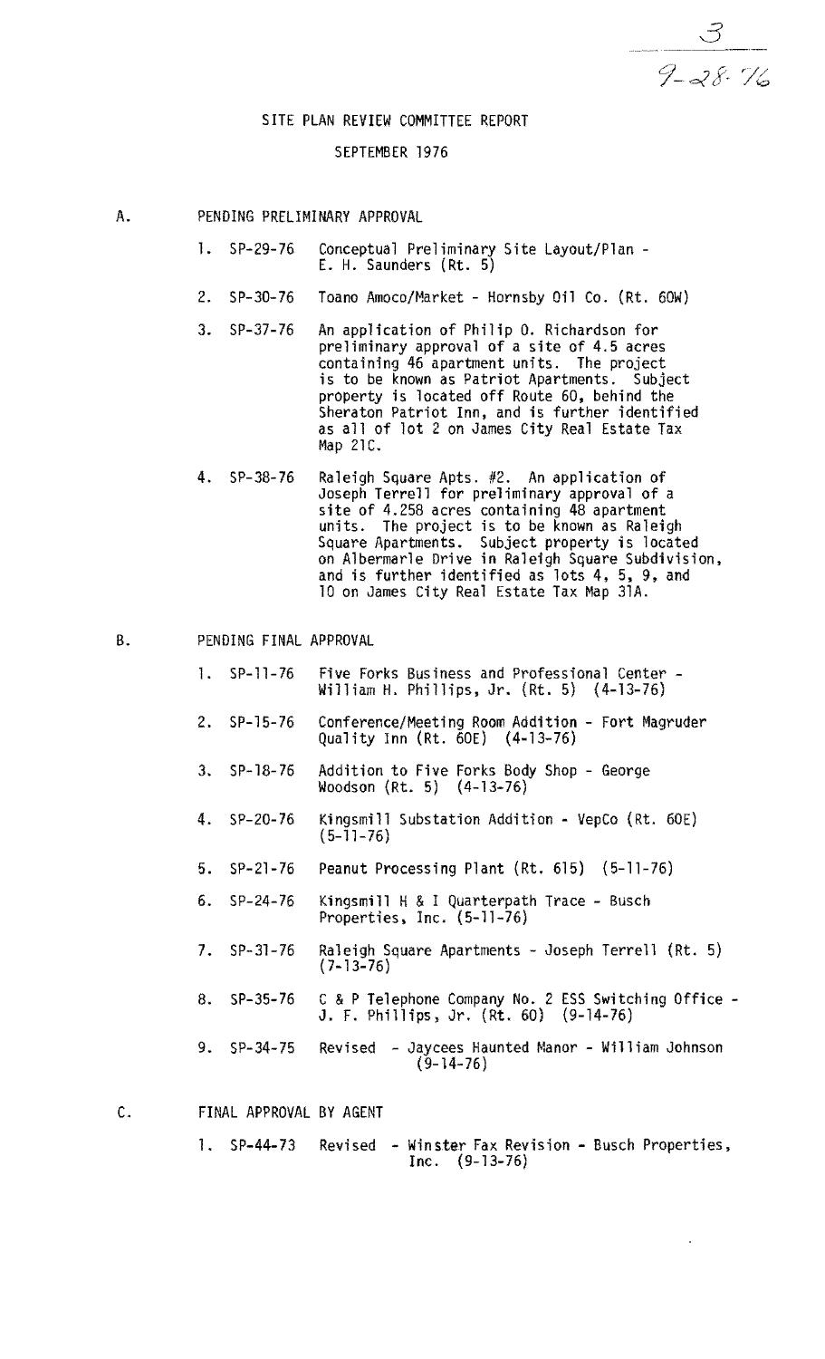3

9-28-76

# SITE PLAN REVIEW COMMITTEE REPORT

## SEPTEMBER 1976

A. PENDING PRELIMINARY APPROVAL

1. SP-29-76 Conceptual Preliminary Site Layout/Plan - E. H. Saunders (Rt. 5)

2. SP-30-76 Toano Amoco/Market - Hornsby Oil Co. (Rt. 60W)

3. SP-37-76 An application of Philip O. Richardson for preliminary approval of a site of 4.5 acres containing 46 apartment units. The project is to be known as Patriot Apartments. Subject property is located off Route 60, behind the Sheraton Patriot Inn, and is further identified as all of lot 2 on James City Real Estate Tax Map 21C.

4. SP-38-76 Raleigh Square Apts. #2. An application of Joseph Terrell for preliminary approval of a site of 4.258 acres containing 48 apartment units. The project is to be known as Raleigh Square Apartments. Subject property is located on Albermarle Drive in Raleigh Square Subdivision, and is further identified as lots 4, 5, 9, and 10 on James City Real Estate Tax Map 31A.

B. PENDING FINAL APPROVAL

1. SP-11-76 Five Forks Business and Professional Center - William H. Phillips, Jr. (Rt. 5) (4-13-76)

2. SP-15-76 Conference/Meeting Room Addition - Fort Magruder Quality Inn (Rt. 60E) (4-13-76)

3. SP-18-76 Addition to Five Forks Body Shop - George Woodson (Rt. 5) (4-13-76)

4. SP-20-76 Kingsmill Substation Addition - VepCo (Rt. 60E) (5-11-76)

5. SP-21-76 Peanut Processing Plant (Rt. 615) (5-11-76)

6. SP-24-76 Kingsmill H & I Quarterpath Trace - Busch Properties, Inc. (5-11-76)

7. SP-31-76 Raleigh Square Apartments - Joseph Terrell (Rt. 5) (7-13-76)

8. SP-35-76 C & P Telephone Company No. 2 ESS Switching Office - J. F. Phillips, Jr. (Rt. 60) (9-14-76)

9. SP-34-75 Revised - Jaycees Haunted Manor - William Johnson (9-14-76)

C. FINAL APPROVAL BY AGENT

1. SP-44-73 Revised - Winster Fax Revision - Busch Properties, Inc. (9-13-76)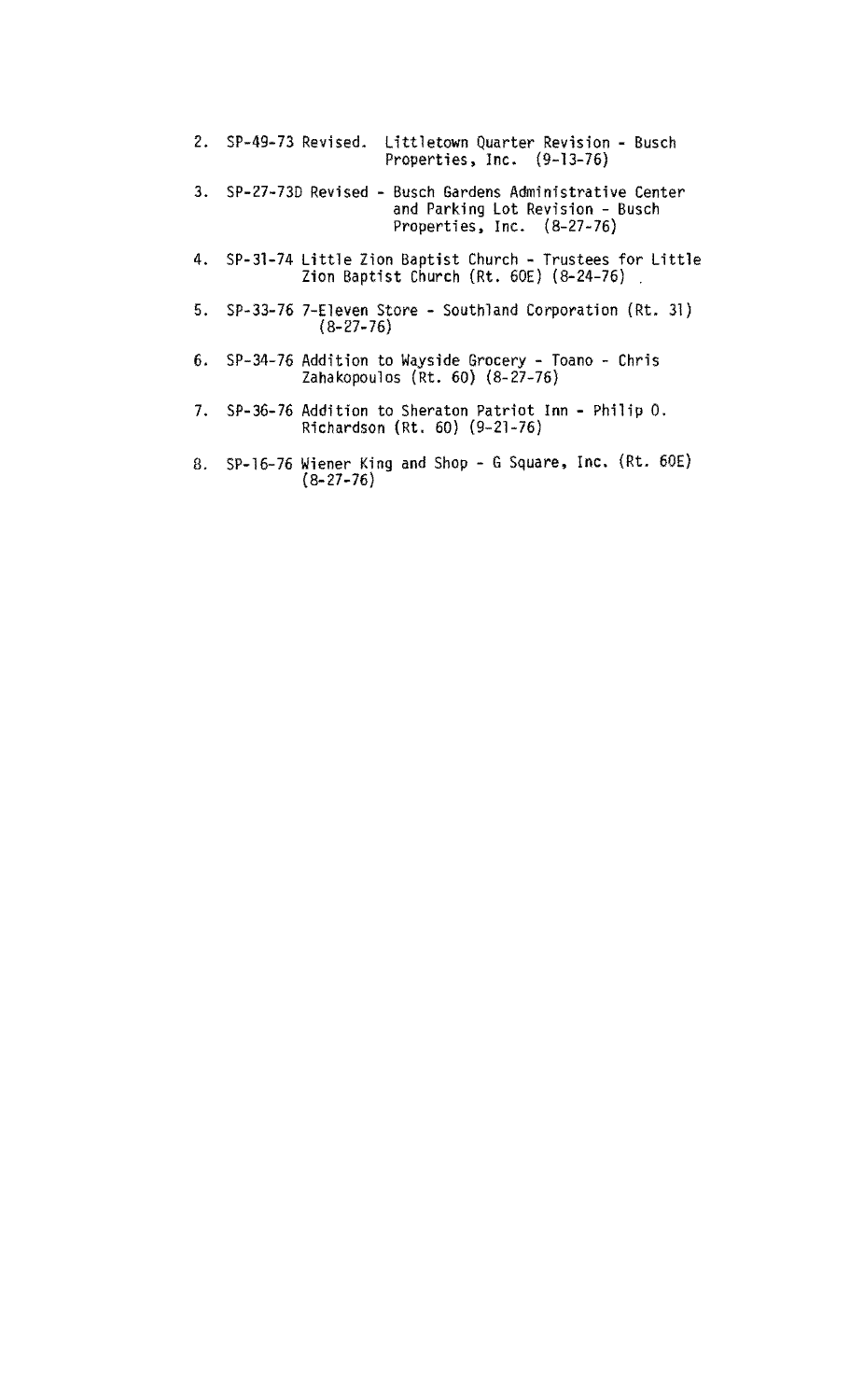2. SP-49-73 Revised. Littletown Quarter Revision - Busch Properties, Inc. (9-13-76)

3. SP-27-73D Revised - Busch Gardens Administrative Center and Parking Lot Revision - Busch Properties, Inc. (8-27-76)

4. SP-31-74 Little Zion Baptist Church - Trustees for Little Zion Baptist Church (Rt. 60E) (8-24-76)

5. SP-33-76 7-Eleven Store - Southland Corporation (Rt. 31) (8-27-76)

6. SP-34-76 Addition to Wayside Grocery - Toano - Chris Zahakopoulos (Rt. 60) (8-27-76)

7. SP-36-76 Addition to Sheraton Patriot Inn - Philip O. Richardson (Rt. 60) (9-21-76)

8. SP-16-76 Wiener King and Shop - G Square, Inc. (Rt. 60E) (8-27-76)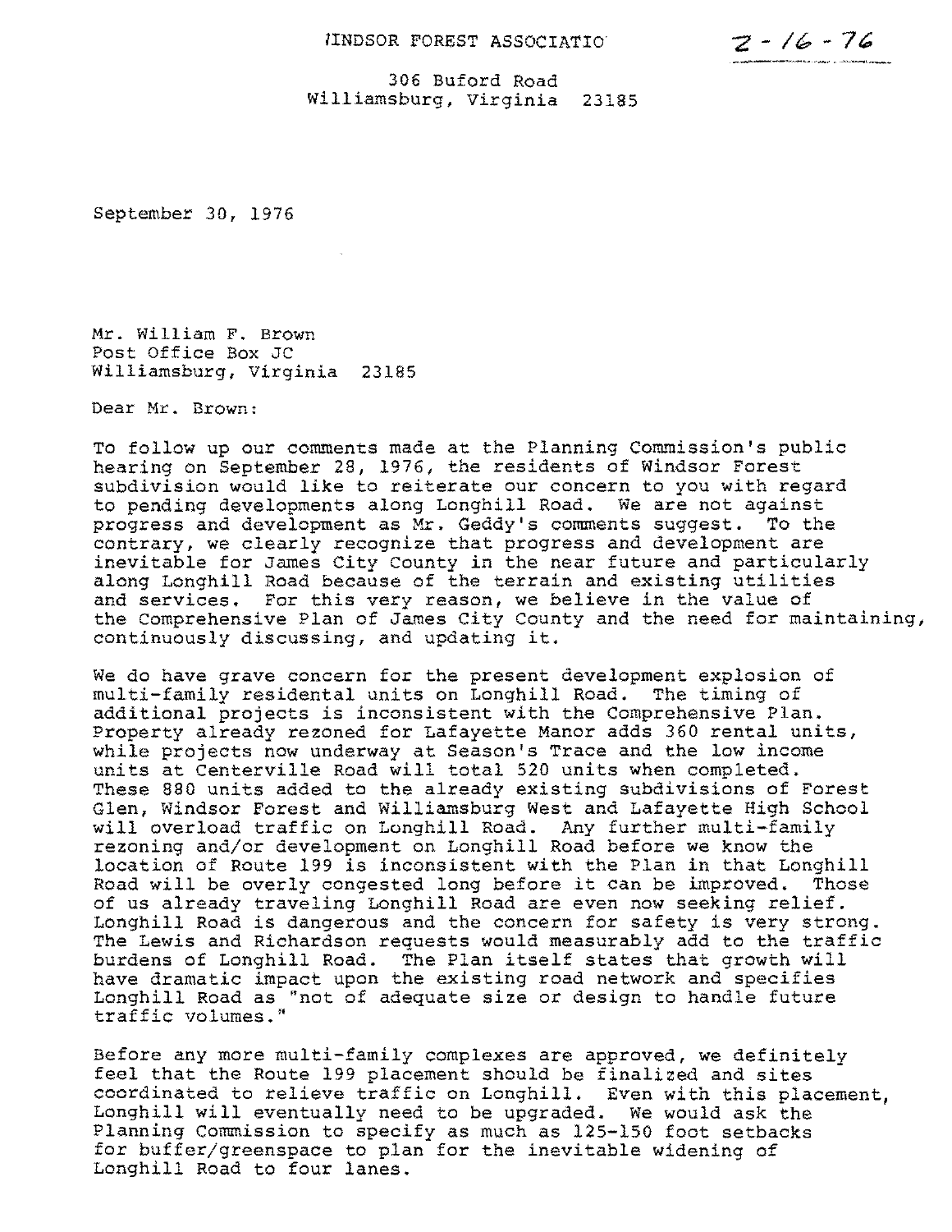WINDSOR FOREST ASSOCIATIO

Z-16-76

306 Buford Road
Williamsburg, Virginia 23185

September 30, 1976

Mr. William F. Brown
Post Office Box JC
Williamsburg, Virginia 23185

Dear Mr. Brown:

To follow up our comments made at the Planning Commission's public hearing on September 28, 1976, the residents of Windsor Forest subdivision would like to reiterate our concern to you with regard to pending developments along Longhill Road. We are not against progress and development as Mr. Geddy's comments suggest. To the contrary, we clearly recognize that progress and development are inevitable for James City County in the near future and particularly along Longhill Road because of the terrain and existing utilities and services. For this very reason, we believe in the value of the Comprehensive Plan of James City County and the need for maintaining, continuously discussing, and updating it.

We do have grave concern for the present development explosion of multi-family residental units on Longhill Road. The timing of additional projects is inconsistent with the Comprehensive Plan. Property already rezoned for Lafayette Manor adds 360 rental units, while projects now underway at Season's Trace and the low income units at Centerville Road will total 520 units when completed. These 880 units added to the already existing subdivisions of Forest Glen, Windsor Forest and Williamsburg West and Lafayette High School will overload traffic on Longhill Road. Any further multi-family rezoning and/or development on Longhill Road before we know the location of Route 199 is inconsistent with the Plan in that Longhill Road will be overly congested long before it can be improved. Those of us already traveling Longhill Road are even now seeking relief. Longhill Road is dangerous and the concern for safety is very strong. The Lewis and Richardson requests would measurably add to the traffic burdens of Longhill Road. The Plan itself states that growth will have dramatic impact upon the existing road network and specifies Longhill Road as "not of adequate size or design to handle future traffic volumes."

Before any more multi-family complexes are approved, we definitely feel that the Route 199 placement should be finalized and sites coordinated to relieve traffic on Longhill. Even with this placement, Longhill will eventually need to be upgraded. We would ask the Planning Commission to specify as much as 125-150 foot setbacks for buffer/greenspace to plan for the inevitable widening of Longhill Road to four lanes.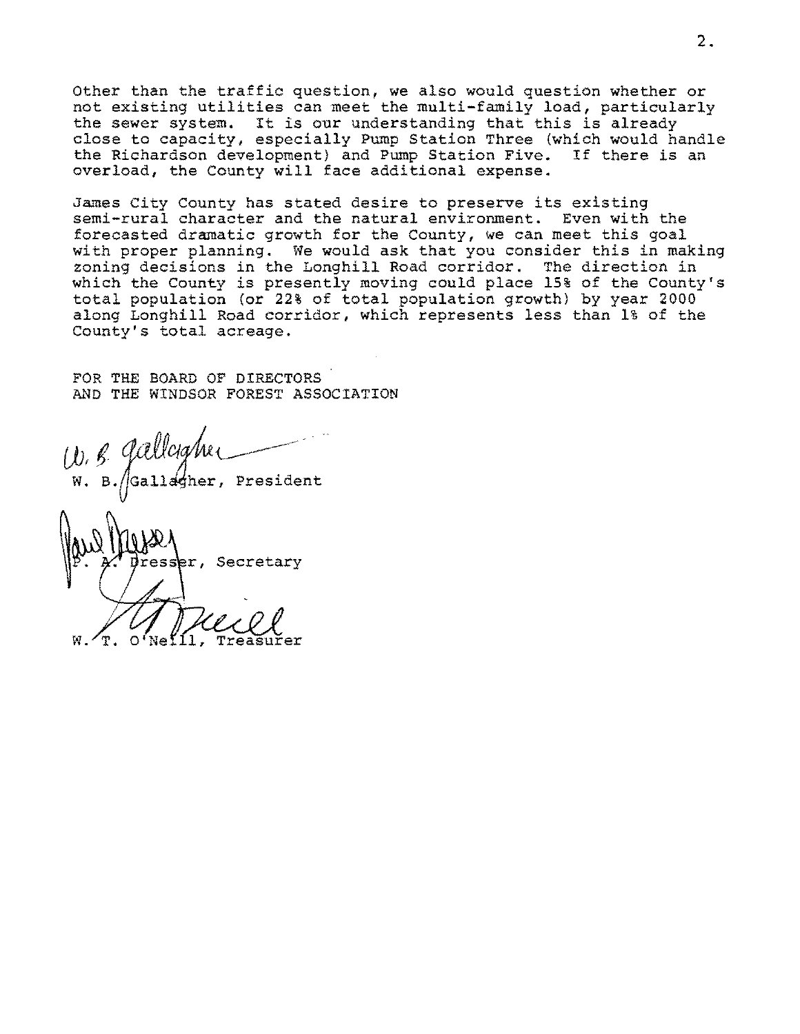Other than the traffic question, we also would question whether or not existing utilities can meet the multi-family load, particularly the sewer system. It is our understanding that this is already close to capacity, especially Pump Station Three (which would handle the Richardson development) and Pump Station Five. If there is an overload, the County will face additional expense.

James City County has stated desire to preserve its existing semi-rural character and the natural environment. Even with the forecasted dramatic growth for the County, we can meet this goal with proper planning. We would ask that you consider this in making zoning decisions in the Longhill Road corridor. The direction in which the County is presently moving could place 15% of the County's total population (or 22% of total population growth) by year 2000 along Longhill Road corridor, which represents less than 1% of the County's total acreage.

FOR THE BOARD OF DIRECTORS
AND THE WINDSOR FOREST ASSOCIATION

W. B. Gallagher, President

P. A. Dresser, Secretary

W. T. O'Neill, Treasurer